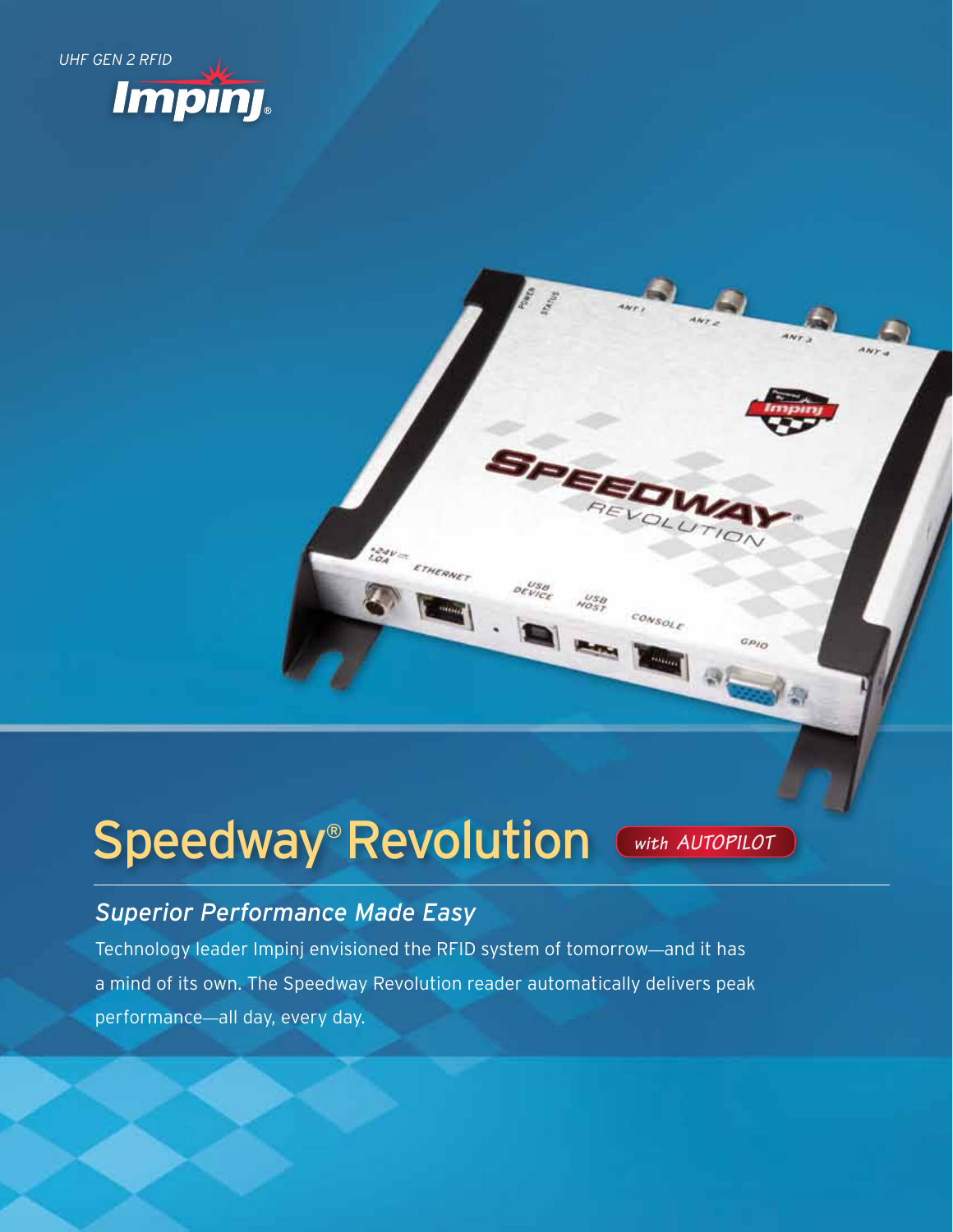UHF GEN 2 RFID

Impinj®

# Speedway® Revolution

*with AUTOPILOT*

## *Superior Performance Made Easy*

Technology leader Impinj envisioned the RFID system of tomorrow—and it has a mind of its own. The Speedway Revolution reader automatically delivers peak performance—all day, every day.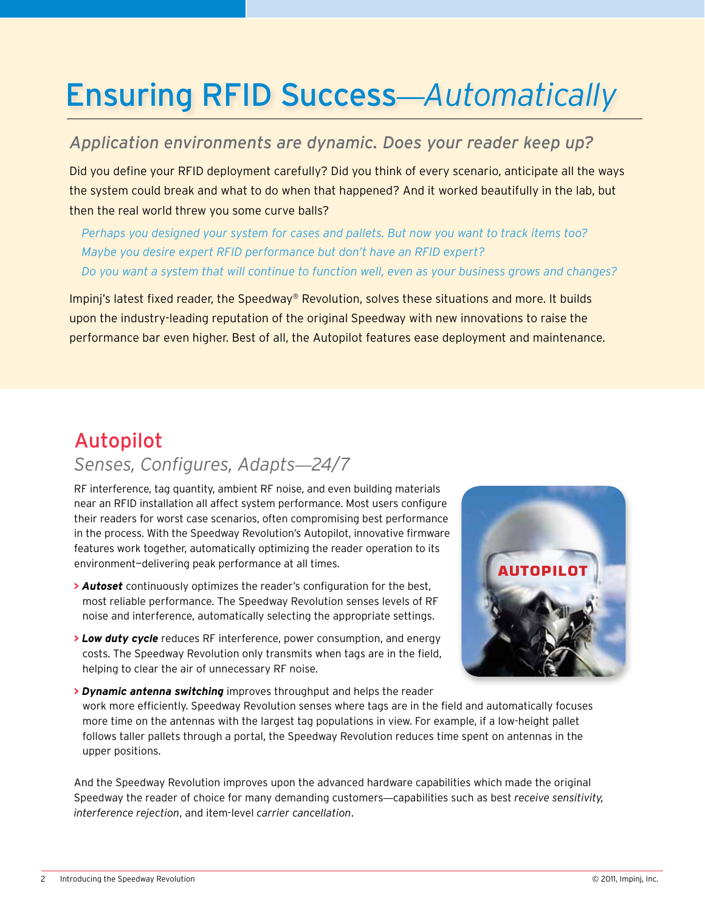# Ensuring RFID Success—*Automatically*

## *Application environments are dynamic. Does your reader keep up?*

Did you define your RFID deployment carefully? Did you think of every scenario, anticipate all the ways the system could break and what to do when that happened? And it worked beautifully in the lab, but then the real world threw you some curve balls?

*Perhaps you designed your system for cases and pallets. But now you want to track items too?*
*Maybe you desire expert RFID performance but don't have an RFID expert?*
*Do you want a system that will continue to function well, even as your business grows and changes?*

Impinj's latest fixed reader, the Speedway® Revolution, solves these situations and more. It builds upon the industry-leading reputation of the original Speedway with new innovations to raise the performance bar even higher. Best of all, the Autopilot features ease deployment and maintenance.

## Autopilot

### *Senses, Configures, Adapts—24/7*

RF interference, tag quantity, ambient RF noise, and even building materials near an RFID installation all affect system performance. Most users configure their readers for worst case scenarios, often compromising best performance in the process. With the Speedway Revolution's Autopilot, innovative firmware features work together, automatically optimizing the reader operation to its environment—delivering peak performance at all times.

- ***Autoset*** continuously optimizes the reader's configuration for the best, most reliable performance. The Speedway Revolution senses levels of RF noise and interference, automatically selecting the appropriate settings.
- ***Low duty cycle*** reduces RF interference, power consumption, and energy costs. The Speedway Revolution only transmits when tags are in the field, helping to clear the air of unnecessary RF noise.
- ***Dynamic antenna switching*** improves throughput and helps the reader work more efficiently. Speedway Revolution senses where tags are in the field and automatically focuses more time on the antennas with the largest tag populations in view. For example, if a low-height pallet follows taller pallets through a portal, the Speedway Revolution reduces time spent on antennas in the upper positions.

And the Speedway Revolution improves upon the advanced hardware capabilities which made the original Speedway the reader of choice for many demanding customers—capabilities such as best *receive sensitivity, interference rejection*, and item-level *carrier cancellation*.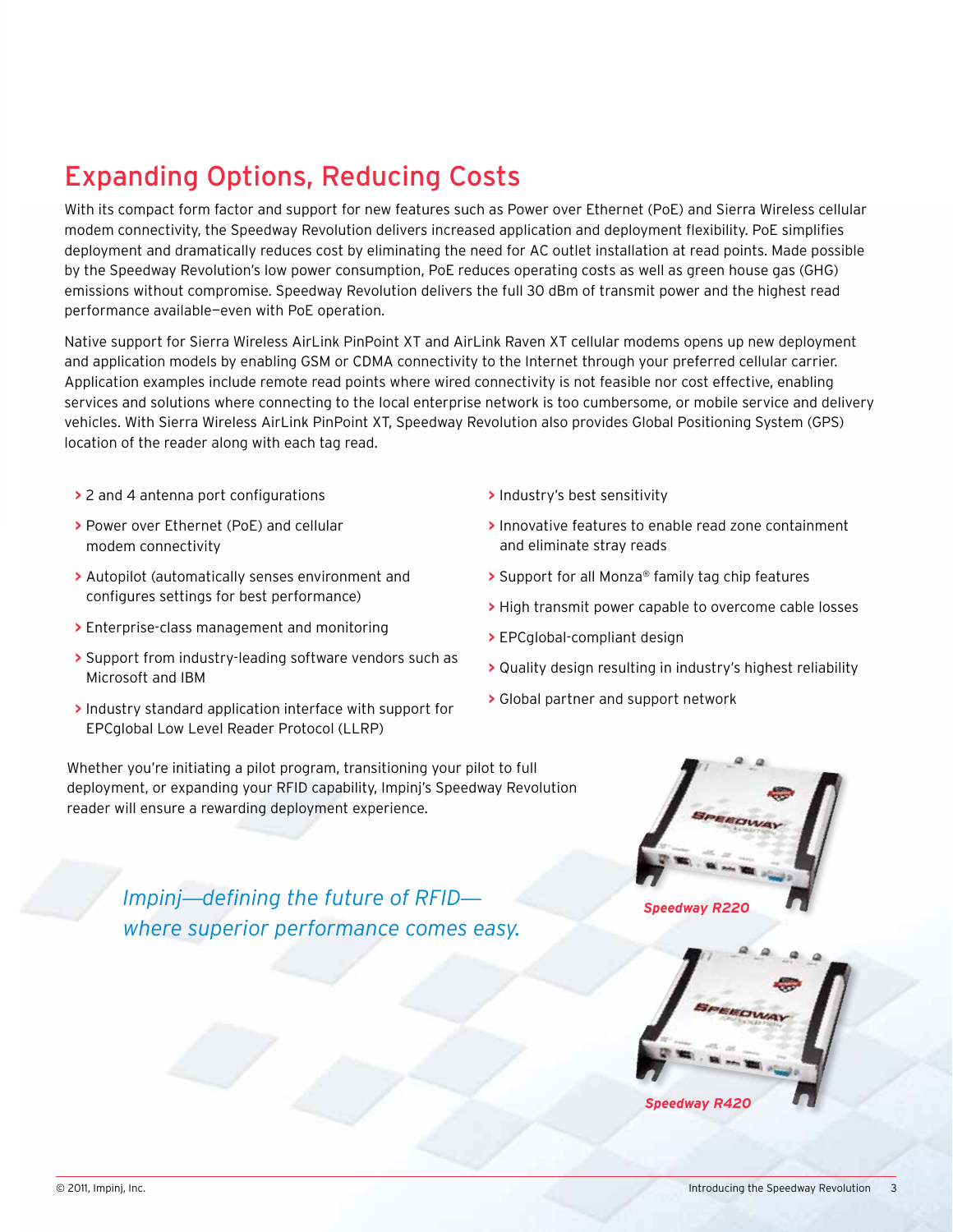# Expanding Options, Reducing Costs

With its compact form factor and support for new features such as Power over Ethernet (PoE) and Sierra Wireless cellular modem connectivity, the Speedway Revolution delivers increased application and deployment flexibility. PoE simplifies deployment and dramatically reduces cost by eliminating the need for AC outlet installation at read points. Made possible by the Speedway Revolution's low power consumption, PoE reduces operating costs as well as green house gas (GHG) emissions without compromise. Speedway Revolution delivers the full 30 dBm of transmit power and the highest read performance available—even with PoE operation.

Native support for Sierra Wireless AirLink PinPoint XT and AirLink Raven XT cellular modems opens up new deployment and application models by enabling GSM or CDMA connectivity to the Internet through your preferred cellular carrier. Application examples include remote read points where wired connectivity is not feasible nor cost effective, enabling services and solutions where connecting to the local enterprise network is too cumbersome, or mobile service and delivery vehicles. With Sierra Wireless AirLink PinPoint XT, Speedway Revolution also provides Global Positioning System (GPS) location of the reader along with each tag read.

- 2 and 4 antenna port configurations
- Power over Ethernet (PoE) and cellular modem connectivity
- Autopilot (automatically senses environment and configures settings for best performance)
- Enterprise-class management and monitoring
- Support from industry-leading software vendors such as Microsoft and IBM
- Industry standard application interface with support for EPCglobal Low Level Reader Protocol (LLRP)
- Industry's best sensitivity
- Innovative features to enable read zone containment and eliminate stray reads
- Support for all Monza® family tag chip features
- High transmit power capable to overcome cable losses
- EPCglobal-compliant design
- Quality design resulting in industry's highest reliability
- Global partner and support network

Whether you're initiating a pilot program, transitioning your pilot to full deployment, or expanding your RFID capability, Impinj's Speedway Revolution reader will ensure a rewarding deployment experience.

*Impinj—defining the future of RFID—where superior performance comes easy.*

***Speedway R220***

***Speedway R420***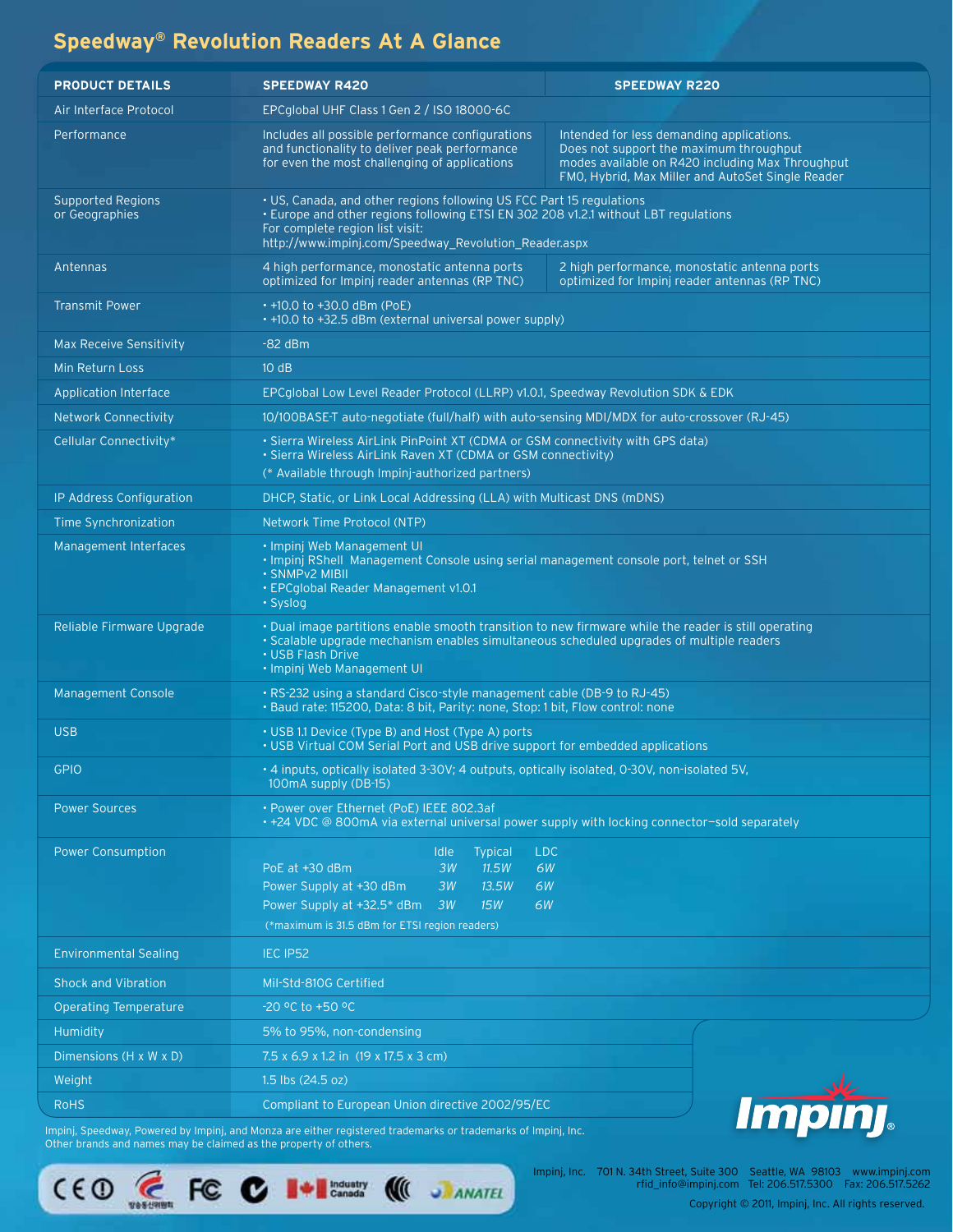# Speedway® Revolution Readers At A Glance

| PRODUCT DETAILS | SPEEDWAY R420 | SPEEDWAY R220 |
|---|---|---|
| Air Interface Protocol | EPCglobal UHF Class 1 Gen 2 / ISO 18000-6C | |
| Performance | Includes all possible performance configurations and functionality to deliver peak performance for even the most challenging of applications | Intended for less demanding applications. Does not support the maximum throughput modes available on R420 including Max Throughput FMO, Hybrid, Max Miller and AutoSet Single Reader |
| Supported Regions or Geographies | • US, Canada, and other regions following US FCC Part 15 regulations<br>• Europe and other regions following ETSI EN 302 208 v1.2.1 without LBT regulations<br>For complete region list visit:<br>http://www.impinj.com/Speedway_Revolution_Reader.aspx | |
| Antennas | 4 high performance, monostatic antenna ports optimized for Impinj reader antennas (RP TNC) | 2 high performance, monostatic antenna ports optimized for Impinj reader antennas (RP TNC) |
| Transmit Power | • +10.0 to +30.0 dBm (PoE)<br>• +10.0 to +32.5 dBm (external universal power supply) | |
| Max Receive Sensitivity | -82 dBm | |
| Min Return Loss | 10 dB | |
| Application Interface | EPCglobal Low Level Reader Protocol (LLRP) v1.0.1, Speedway Revolution SDK & EDK | |
| Network Connectivity | 10/100BASE-T auto-negotiate (full/half) with auto-sensing MDI/MDX for auto-crossover (RJ-45) | |
| Cellular Connectivity* | • Sierra Wireless AirLink PinPoint XT (CDMA or GSM connectivity with GPS data)<br>• Sierra Wireless AirLink Raven XT (CDMA or GSM connectivity)<br>(* Available through Impinj-authorized partners) | |
| IP Address Configuration | DHCP, Static, or Link Local Addressing (LLA) with Multicast DNS (mDNS) | |
| Time Synchronization | Network Time Protocol (NTP) | |
| Management Interfaces | • Impinj Web Management UI<br>• Impinj RShell Management Console using serial management console port, telnet or SSH<br>• SNMPv2 MIBII<br>• EPCglobal Reader Management v1.0.1<br>• Syslog | |
| Reliable Firmware Upgrade | • Dual image partitions enable smooth transition to new firmware while the reader is still operating<br>• Scalable upgrade mechanism enables simultaneous scheduled upgrades of multiple readers<br>• USB Flash Drive<br>• Impinj Web Management UI | |
| Management Console | • RS-232 using a standard Cisco-style management cable (DB-9 to RJ-45)<br>• Baud rate: 115200, Data: 8 bit, Parity: none, Stop: 1 bit, Flow control: none | |
| USB | • USB 1.1 Device (Type B) and Host (Type A) ports<br>• USB Virtual COM Serial Port and USB drive support for embedded applications | |
| GPIO | • 4 inputs, optically isolated 3-30V; 4 outputs, optically isolated, 0-30V, non-isolated 5V, 100mA supply (DB-15) | |
| Power Sources | • Power over Ethernet (PoE) IEEE 802.3af<br>• +24 VDC @ 800mA via external universal power supply with locking connector—sold separately | |
| Power Consumption | (Idle / Typical / LDC)<br>PoE at +30 dBm: *3W* / *11.5W* / *6W*<br>Power Supply at +30 dBm: *3W* / *13.5W* / *6W*<br>Power Supply at +32.5* dBm: *3W* / *15W* / *6W*<br>(*maximum is 31.5 dBm for ETSI region readers) | |
| Environmental Sealing | IEC IP52 | |
| Shock and Vibration | Mil-Std-810G Certified | |
| Operating Temperature | -20 ºC to +50 ºC | |
| Humidity | 5% to 95%, non-condensing | |
| Dimensions (H x W x D) | 7.5 x 6.9 x 1.2 in (19 x 17.5 x 3 cm) | |
| Weight | 1.5 lbs (24.5 oz) | |
| RoHS | Compliant to European Union directive 2002/95/EC | |

Impinj, Speedway, Powered by Impinj, and Monza are either registered trademarks or trademarks of Impinj, Inc. Other brands and names may be claimed as the property of others.

Impinj

Impinj, Inc. 701 N. 34th Street, Suite 300 Seattle, WA 98103 www.impinj.com
rfid_info@impinj.com Tel: 206.517.5300 Fax: 206.517.5262

Copyright © 2011, Impinj, Inc. All rights reserved.